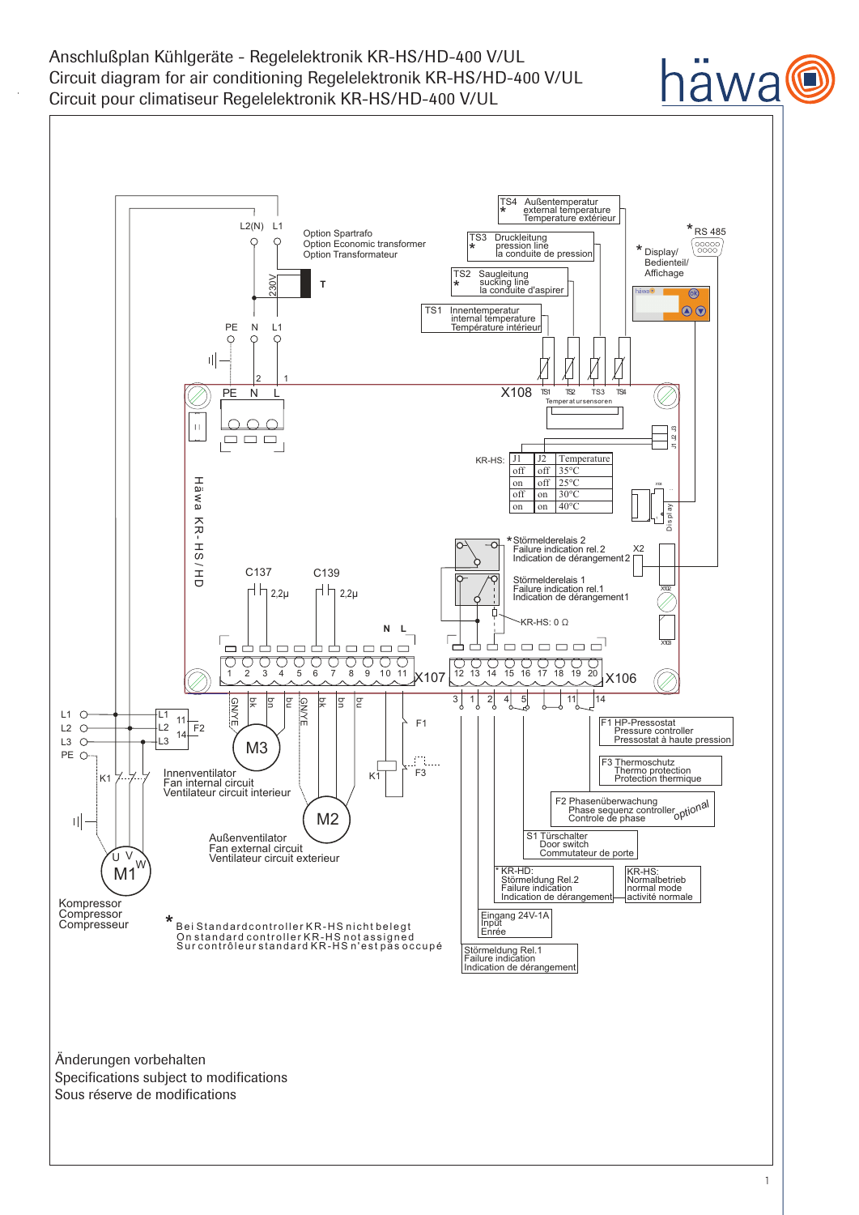# Anschlußplan Kühlgeräte - Regelelektronik KR-HS/HD-400 V/UL
# Circuit diagram for air conditioning Regelelektronik KR-HS/HD-400 V/UL
# Circuit pour climatiseur Regelelektronik KR-HS/HD-400 V/UL

häwa

TS4 Außentemperatur / external temperature / Température extérieur *

TS3 Druckleitung / pression line / la conduite de pression *

TS2 Saugleitung / sucking line / la conduite d'aspirer *

TS1 Innentemperatur / internal temperature / Température intérieur

* RS 485

* Display/ Bedienteil/ Affichage

L2(N) L1

Option Spartrafo / Option Economic transformer / Option Transformateur

230V T

PE N L1

2 1

PE N L

X108 TS1 TS2 TS3 TS4 Temperatursensoren

J1 J2 J3

KR-HS:

| J1 | J2 | Temperature |
|---|---|---|
| off | off | 35°C |
| on | off | 25°C |
| off | on | 30°C |
| on | on | 40°C |

Display

Häwa KR-HS/HD

*Störmelderelais 2 / Failure indication rel. 2 / Indication de dérangement 2

X2

Störmelderelais 1 / Failure indication rel. 1 / Indication de dérangement 1

X102

KR-HS: 0 Ω

X103

C137 2,2µ

C139 2,2µ

N L

1 2 3 4 5 6 7 8 9 10 11 X107

12 13 14 15 16 17 18 19 20 X106

3 1 2 4 5 11 14

GN/YE bk bn bu GN/YE bk bn bu

L1 L2 L3 PE

L1 L2 L3 11 14 F2

K1

M3

Innenventilator / Fan internal circuit / Ventilateur circuit interieur

M2

Außenventilator / Fan external circuit / Ventilateur circuit exterieur

U V W M1

Kompressor / Compressor / Compresseur

F1 K1 F3

F1 HP-Pressostat / Pressure controller / Pressostat à haute pression

F3 Thermoschutz / Thermo protection / Protection thermique

F2 Phasenüberwachung / Phase sequenz controller / Controle de phase — optional

S1 Türschalter / Door switch / Commutateur de porte

* KR-HD: Störmeldung Rel.2 / Failure indication / Indication de dérangement

KR-HS: Normalbetrieb / normal mode / activité normale

Eingang 24V-1A / Input / Enrée

Störmeldung Rel.1 / Failure indication / Indication de dérangement

* Bei Standardcontroller KR-HS nicht belegt
On standard controller KR-HS not assigned
Sur contrôleur standard KR-HS n'est pas occupé

Änderungen vorbehalten
Specifications subject to modifications
Sous réserve de modifications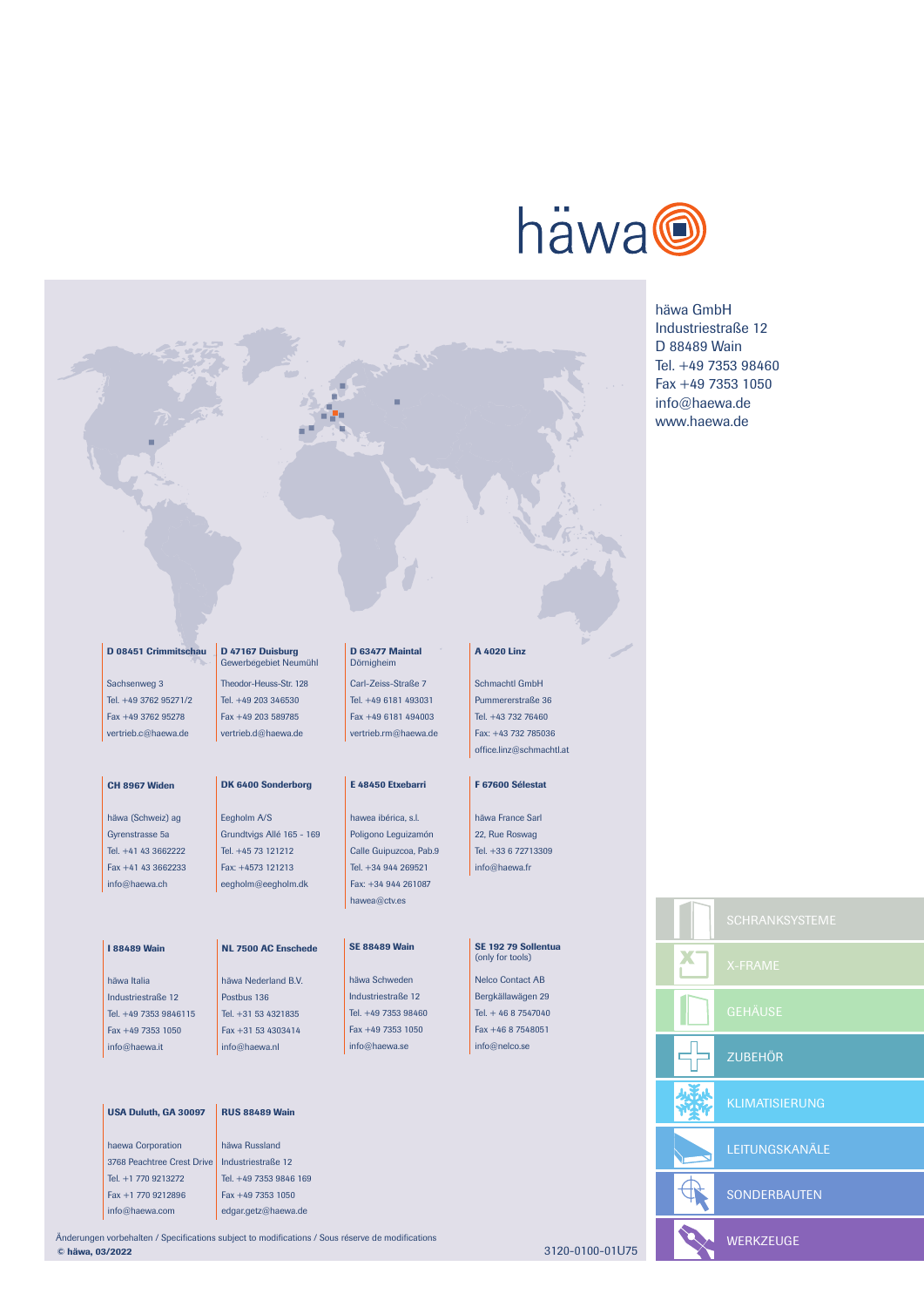häwa

häwa GmbH
Industriestraße 12
D 88489 Wain
Tel. +49 7353 98460
Fax +49 7353 1050
info@haewa.de
www.haewa.de

**D 08451 Crimmitschau**

Sachsenweg 3
Tel. +49 3762 95271/2
Fax +49 3762 95278
vertrieb.c@haewa.de

**D 47167 Duisburg**
Gewerbegebiet Neumühl

Theodor-Heuss-Str. 128
Tel. +49 203 346530
Fax +49 203 589785
vertrieb.d@haewa.de

**D 63477 Maintal**
Dörnigheim

Carl-Zeiss-Straße 7
Tel. +49 6181 493031
Fax +49 6181 494003
vertrieb.rm@haewa.de

**A 4020 Linz**

Schmachtl GmbH
Pummererstraße 36
Tel. +43 732 76460
Fax: +43 732 785036
office.linz@schmachtl.at

**CH 8967 Widen**

häwa (Schweiz) ag
Gyrenstrasse 5a
Tel. +41 43 3662222
Fax +41 43 3662233
info@haewa.ch

**DK 6400 Sonderborg**

Eegholm A/S
Grundtvigs Allé 165 - 169
Tel. +45 73 121212
Fax: +4573 121213
eegholm@eegholm.dk

**E 48450 Etxebarri**

hawea ibérica, s.l.
Poligono Leguizamón
Calle Guipuzcoa, Pab.9
Tel. +34 944 269521
Fax: +34 944 261087
hawea@ctv.es

**F 67600 Sélestat**

häwa France Sarl
22, Rue Roswag
Tel. +33 6 72713309
info@haewa.fr

**I 88489 Wain**

häwa Italia
Industriestraße 12
Tel. +49 7353 9846115
Fax +49 7353 1050
info@haewa.it

**NL 7500 AC Enschede**

häwa Nederland B.V.
Postbus 136
Tel. +31 53 4321835
Fax +31 53 4303414
info@haewa.nl

**SE 88489 Wain**

häwa Schweden
Industriestraße 12
Tel. +49 7353 98460
Fax +49 7353 1050
info@haewa.se

**SE 192 79 Sollentua**
(only for tools)

Nelco Contact AB
Bergkällawägen 29
Tel. + 46 8 7547040
Fax +46 8 7548051
info@nelco.se

**USA Duluth, GA 30097**

haewa Corporation
3768 Peachtree Crest Drive
Tel. +1 770 9213272
Fax +1 770 9212896
info@haewa.com

**RUS 88489 Wain**

häwa Russland
Industriestraße 12
Tel. +49 7353 9846 169
Fax +49 7353 1050
edgar.getz@haewa.de

- SCHRANKSYSTEME
- X-FRAME
- GEHÄUSE
- ZUBEHÖR
- KLIMATISIERUNG
- LEITUNGSKANÄLE
- SONDERBAUTEN
- WERKZEUGE

Änderungen vorbehalten / Specifications subject to modifications / Sous réserve de modifications
**© häwa, 03/2022**

3120-0100-01U75